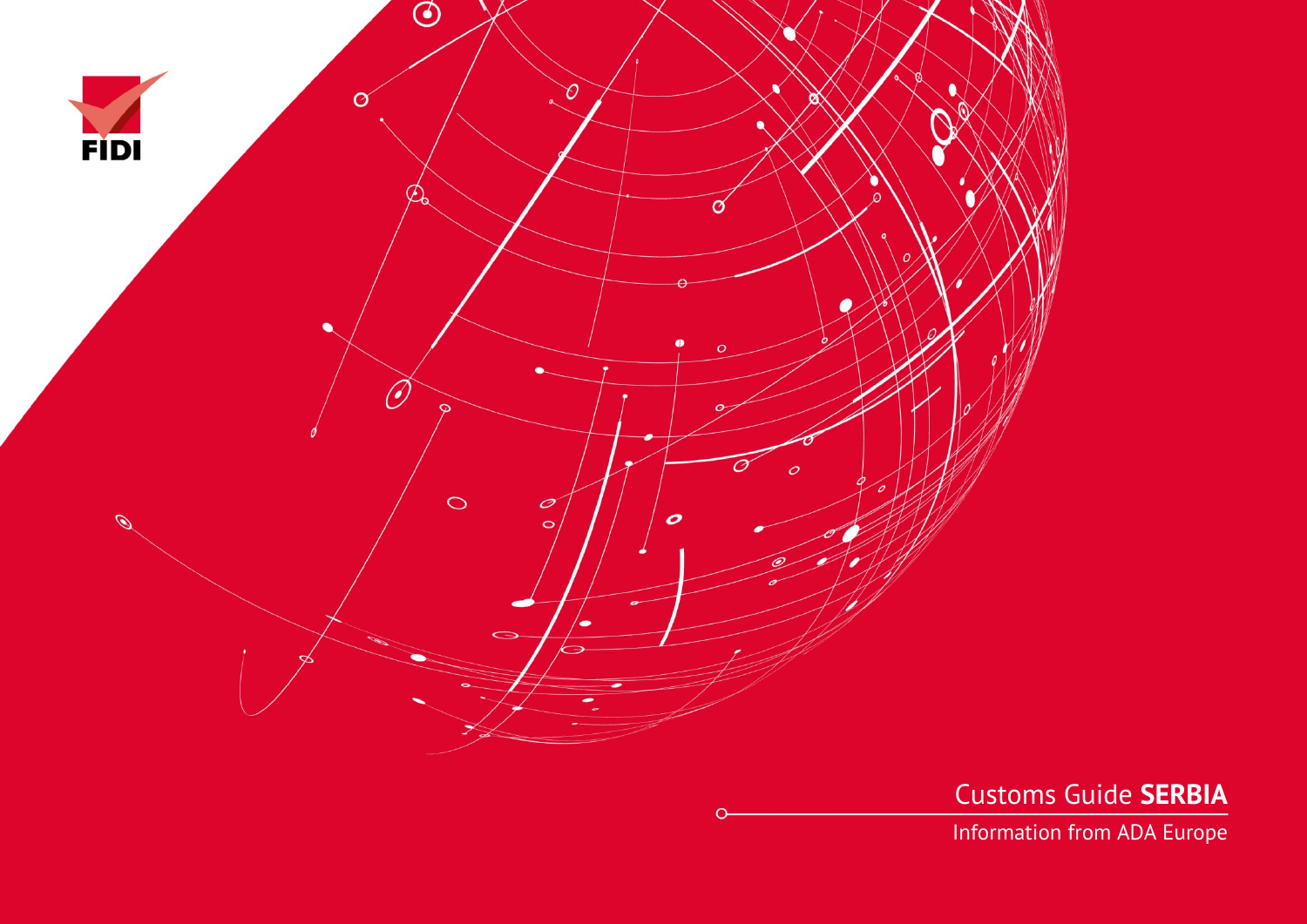FIDI

# Customs Guide **SERBIA**

Information from ADA Europe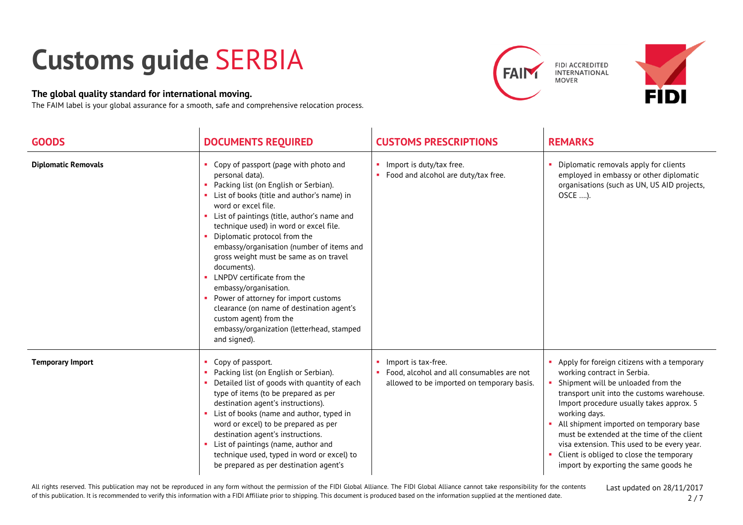# Customs guide SERBIA

**The global quality standard for international moving.**
The FAIM label is your global assurance for a smooth, safe and comprehensive relocation process.

FIDI ACCREDITED INTERNATIONAL MOVER

| GOODS | DOCUMENTS REQUIRED | CUSTOMS PRESCRIPTIONS | REMARKS |
|---|---|---|---|
| **Diplomatic Removals** | ▪ Copy of passport (page with photo and personal data).<br>▪ Packing list (on English or Serbian).<br>▪ List of books (title and author's name) in word or excel file.<br>▪ List of paintings (title, author's name and technique used) in word or excel file.<br>▪ Diplomatic protocol from the embassy/organisation (number of items and gross weight must be same as on travel documents).<br>▪ LNPDV certificate from the embassy/organisation.<br>▪ Power of attorney for import customs clearance (on name of destination agent's custom agent) from the embassy/organization (letterhead, stamped and signed). | ▪ Import is duty/tax free.<br>▪ Food and alcohol are duty/tax free. | ▪ Diplomatic removals apply for clients employed in embassy or other diplomatic organisations (such as UN, US AID projects, OSCE ….). |
| **Temporary Import** | ▪ Copy of passport.<br>▪ Packing list (on English or Serbian).<br>▪ Detailed list of goods with quantity of each type of items (to be prepared as per destination agent's instructions).<br>▪ List of books (name and author, typed in word or excel) to be prepared as per destination agent's instructions.<br>▪ List of paintings (name, author and technique used, typed in word or excel) to be prepared as per destination agent's | ▪ Import is tax-free.<br>▪ Food, alcohol and all consumables are not allowed to be imported on temporary basis. | ▪ Apply for foreign citizens with a temporary working contract in Serbia.<br>▪ Shipment will be unloaded from the transport unit into the customs warehouse. Import procedure usually takes approx. 5 working days.<br>▪ All shipment imported on temporary base must be extended at the time of the client visa extension. This used to be every year.<br>▪ Client is obliged to close the temporary import by exporting the same goods he |

All rights reserved. This publication may not be reproduced in any form without the permission of the FIDI Global Alliance. The FIDI Global Alliance cannot take responsibility for the contents of this publication. It is recommended to verify this information with a FIDI Affiliate prior to shipping. This document is produced based on the information supplied at the mentioned date.

Last updated on 28/11/2017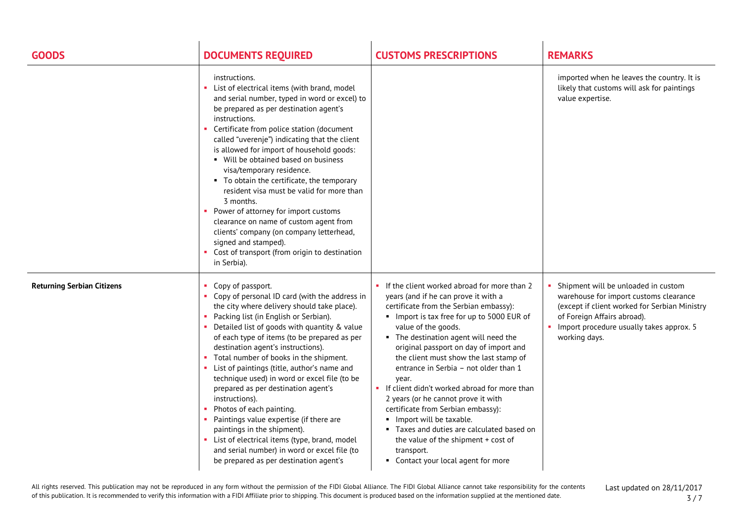| GOODS | DOCUMENTS REQUIRED | CUSTOMS PRESCRIPTIONS | REMARKS |
| --- | --- | --- | --- |
| | instructions.<br>▪ List of electrical items (with brand, model and serial number, typed in word or excel) to be prepared as per destination agent's instructions.<br>▪ Certificate from police station (document called "uverenje") indicating that the client is allowed for import of household goods:<br>&nbsp;&nbsp;▪ Will be obtained based on business visa/temporary residence.<br>&nbsp;&nbsp;▪ To obtain the certificate, the temporary resident visa must be valid for more than 3 months.<br>▪ Power of attorney for import customs clearance on name of custom agent from clients' company (on company letterhead, signed and stamped).<br>▪ Cost of transport (from origin to destination in Serbia). | | imported when he leaves the country. It is likely that customs will ask for paintings value expertise. |
| **Returning Serbian Citizens** | ▪ Copy of passport.<br>▪ Copy of personal ID card (with the address in the city where delivery should take place).<br>▪ Packing list (in English or Serbian).<br>▪ Detailed list of goods with quantity & value of each type of items (to be prepared as per destination agent's instructions).<br>▪ Total number of books in the shipment.<br>▪ List of paintings (title, author's name and technique used) in word or excel file (to be prepared as per destination agent's instructions).<br>▪ Photos of each painting.<br>▪ Paintings value expertise (if there are paintings in the shipment).<br>▪ List of electrical items (type, brand, model and serial number) in word or excel file (to be prepared as per destination agent's | ▪ If the client worked abroad for more than 2 years (and if he can prove it with a certificate from the Serbian embassy):<br>&nbsp;&nbsp;▪ Import is tax free for up to 5000 EUR of value of the goods.<br>&nbsp;&nbsp;▪ The destination agent will need the original passport on day of import and the client must show the last stamp of entrance in Serbia – not older than 1 year.<br>▪ If client didn't worked abroad for more than 2 years (or he cannot prove it with certificate from Serbian embassy):<br>&nbsp;&nbsp;▪ Import will be taxable.<br>&nbsp;&nbsp;▪ Taxes and duties are calculated based on the value of the shipment + cost of transport.<br>&nbsp;&nbsp;▪ Contact your local agent for more | ▪ Shipment will be unloaded in custom warehouse for import customs clearance (except if client worked for Serbian Ministry of Foreign Affairs abroad).<br>▪ Import procedure usually takes approx. 5 working days. |

All rights reserved. This publication may not be reproduced in any form without the permission of the FIDI Global Alliance. The FIDI Global Alliance cannot take responsibility for the contents of this publication. It is recommended to verify this information with a FIDI Affiliate prior to shipping. This document is produced based on the information supplied at the mentioned date.

Last updated on 28/11/2017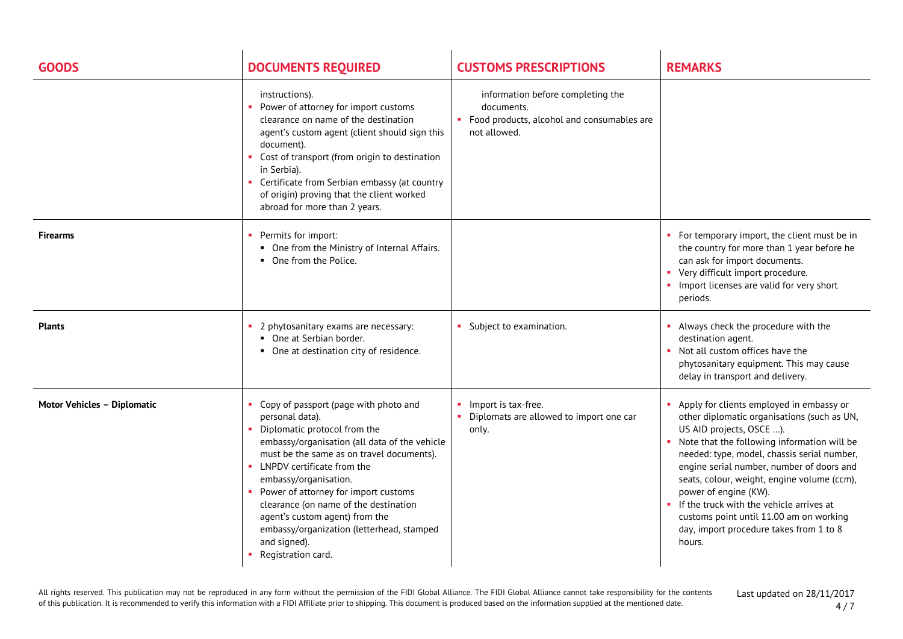| GOODS | DOCUMENTS REQUIRED | CUSTOMS PRESCRIPTIONS | REMARKS |
|---|---|---|---|
| | instructions).<br>• Power of attorney for import customs clearance on name of the destination agent's custom agent (client should sign this document).<br>• Cost of transport (from origin to destination in Serbia).<br>• Certificate from Serbian embassy (at country of origin) proving that the client worked abroad for more than 2 years. | information before completing the documents.<br>• Food products, alcohol and consumables are not allowed. | |
| **Firearms** | • Permits for import:<br>  ▪ One from the Ministry of Internal Affairs.<br>  ▪ One from the Police. | | • For temporary import, the client must be in the country for more than 1 year before he can ask for import documents.<br>• Very difficult import procedure.<br>• Import licenses are valid for very short periods. |
| **Plants** | • 2 phytosanitary exams are necessary:<br>  ▪ One at Serbian border.<br>  ▪ One at destination city of residence. | • Subject to examination. | • Always check the procedure with the destination agent.<br>• Not all custom offices have the phytosanitary equipment. This may cause delay in transport and delivery. |
| **Motor Vehicles – Diplomatic** | • Copy of passport (page with photo and personal data).<br>• Diplomatic protocol from the embassy/organisation (all data of the vehicle must be the same as on travel documents).<br>• LNPDV certificate from the embassy/organisation.<br>• Power of attorney for import customs clearance (on name of the destination agent's custom agent) from the embassy/organization (letterhead, stamped and signed).<br>• Registration card. | • Import is tax-free.<br>• Diplomats are allowed to import one car only. | • Apply for clients employed in embassy or other diplomatic organisations (such as UN, US AID projects, OSCE …).<br>• Note that the following information will be needed: type, model, chassis serial number, engine serial number, number of doors and seats, colour, weight, engine volume (ccm), power of engine (KW).<br>• If the truck with the vehicle arrives at customs point until 11.00 am on working day, import procedure takes from 1 to 8 hours. |

All rights reserved. This publication may not be reproduced in any form without the permission of the FIDI Global Alliance. The FIDI Global Alliance cannot take responsibility for the contents of this publication. It is recommended to verify this information with a FIDI Affiliate prior to shipping. This document is produced based on the information supplied at the mentioned date.

Last updated on 28/11/2017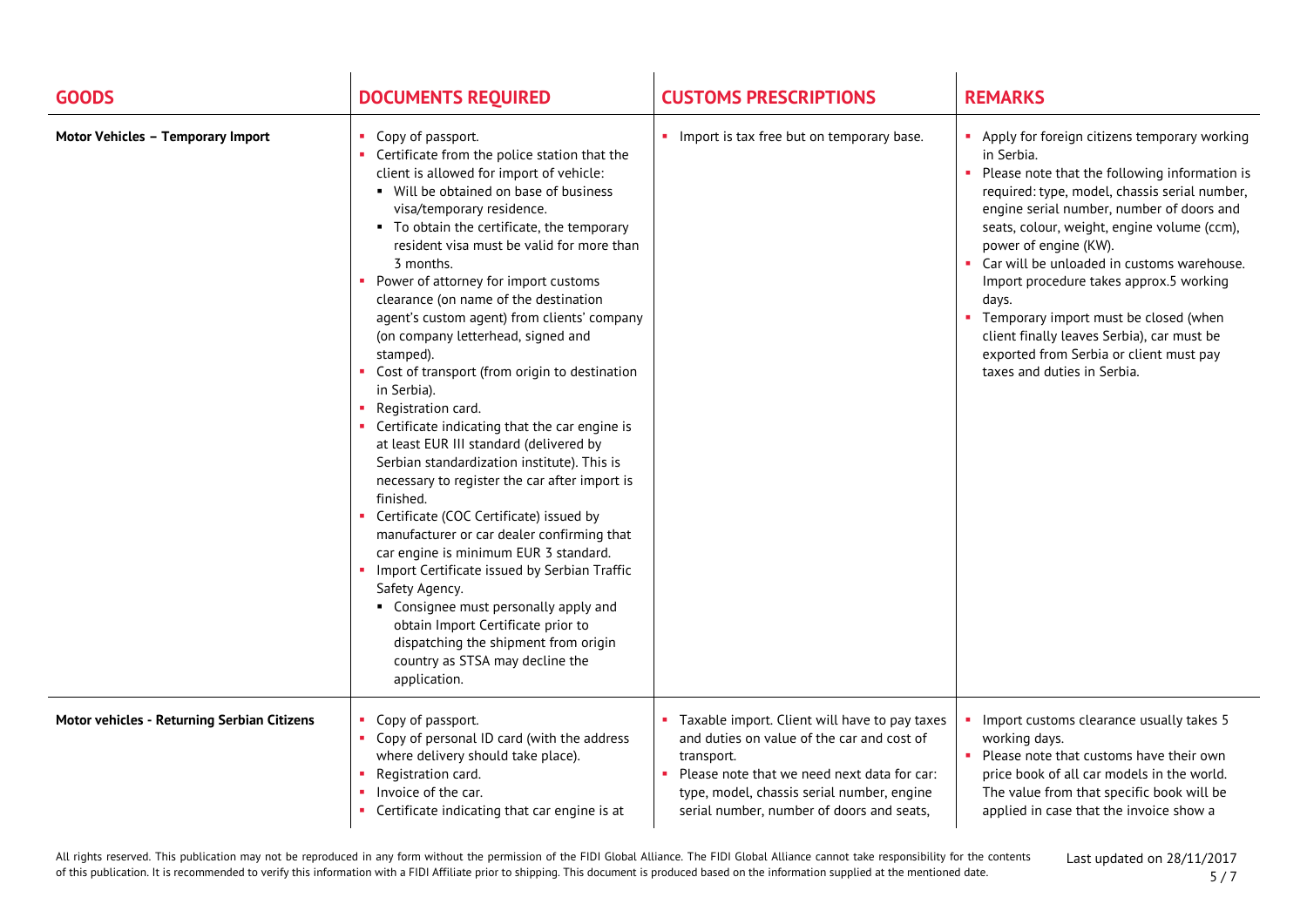| GOODS | DOCUMENTS REQUIRED | CUSTOMS PRESCRIPTIONS | REMARKS |
|---|---|---|---|
| **Motor Vehicles – Temporary Import** | • Copy of passport.<br>• Certificate from the police station that the client is allowed for import of vehicle:<br>  ▪ Will be obtained on base of business visa/temporary residence.<br>  ▪ To obtain the certificate, the temporary resident visa must be valid for more than 3 months.<br>• Power of attorney for import customs clearance (on name of the destination agent's custom agent) from clients' company (on company letterhead, signed and stamped).<br>• Cost of transport (from origin to destination in Serbia).<br>• Registration card.<br>• Certificate indicating that the car engine is at least EUR III standard (delivered by Serbian standardization institute). This is necessary to register the car after import is finished.<br>• Certificate (COC Certificate) issued by manufacturer or car dealer confirming that car engine is minimum EUR 3 standard.<br>• Import Certificate issued by Serbian Traffic Safety Agency.<br>  ▪ Consignee must personally apply and obtain Import Certificate prior to dispatching the shipment from origin country as STSA may decline the application. | • Import is tax free but on temporary base. | • Apply for foreign citizens temporary working in Serbia.<br>• Please note that the following information is required: type, model, chassis serial number, engine serial number, number of doors and seats, colour, weight, engine volume (ccm), power of engine (KW).<br>• Car will be unloaded in customs warehouse. Import procedure takes approx.5 working days.<br>• Temporary import must be closed (when client finally leaves Serbia), car must be exported from Serbia or client must pay taxes and duties in Serbia. |
| **Motor vehicles - Returning Serbian Citizens** | • Copy of passport.<br>• Copy of personal ID card (with the address where delivery should take place).<br>• Registration card.<br>• Invoice of the car.<br>• Certificate indicating that car engine is at | • Taxable import. Client will have to pay taxes and duties on value of the car and cost of transport.<br>• Please note that we need next data for car: type, model, chassis serial number, engine serial number, number of doors and seats, | • Import customs clearance usually takes 5 working days.<br>• Please note that customs have their own price book of all car models in the world. The value from that specific book will be applied in case that the invoice show a |

All rights reserved. This publication may not be reproduced in any form without the permission of the FIDI Global Alliance. The FIDI Global Alliance cannot take responsibility for the contents of this publication. It is recommended to verify this information with a FIDI Affiliate prior to shipping. This document is produced based on the information supplied at the mentioned date.

Last updated on 28/11/2017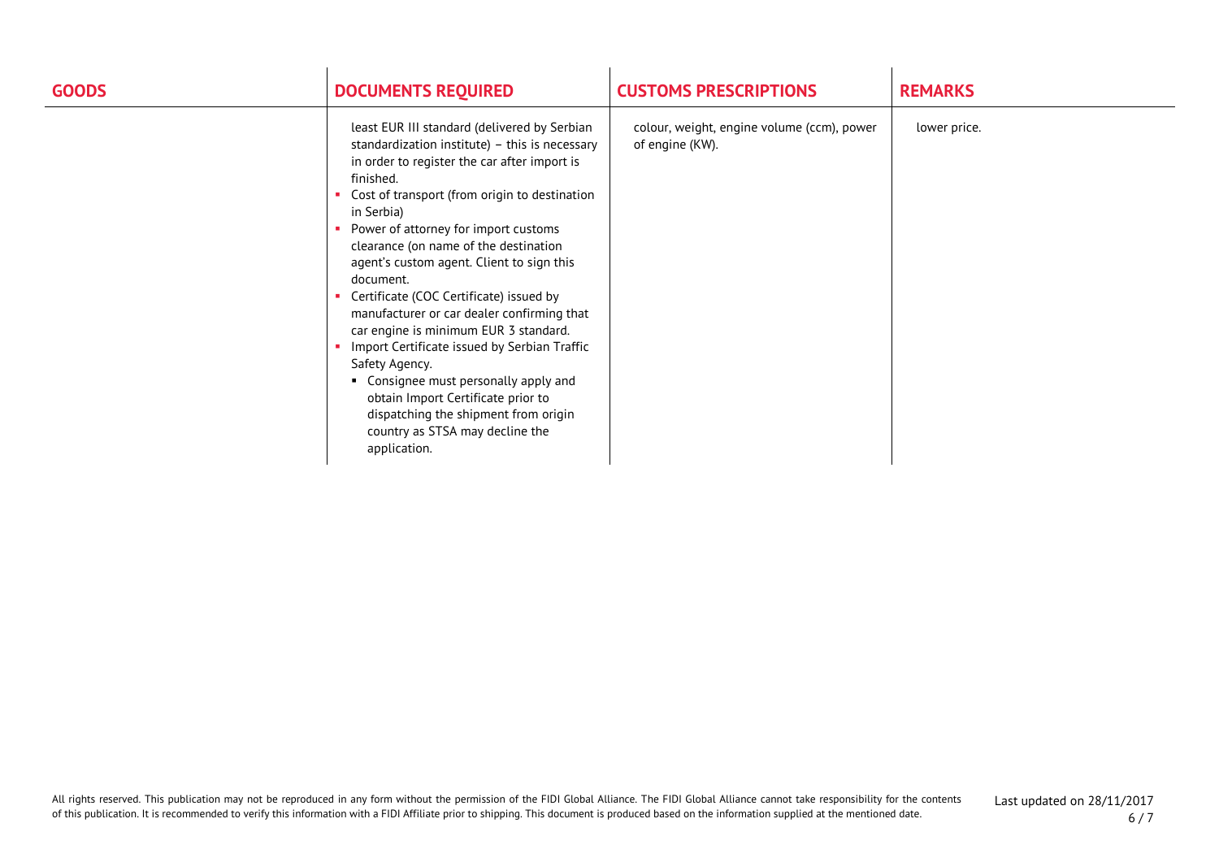| GOODS | DOCUMENTS REQUIRED | CUSTOMS PRESCRIPTIONS | REMARKS |
|---|---|---|---|
| | least EUR III standard (delivered by Serbian standardization institute) – this is necessary in order to register the car after import is finished.<br>• Cost of transport (from origin to destination in Serbia)<br>• Power of attorney for import customs clearance (on name of the destination agent's custom agent. Client to sign this document.<br>• Certificate (COC Certificate) issued by manufacturer or car dealer confirming that car engine is minimum EUR 3 standard.<br>• Import Certificate issued by Serbian Traffic Safety Agency.<br>&nbsp;&nbsp;▪ Consignee must personally apply and obtain Import Certificate prior to dispatching the shipment from origin country as STSA may decline the application. | colour, weight, engine volume (ccm), power of engine (KW). | lower price. |

All rights reserved. This publication may not be reproduced in any form without the permission of the FIDI Global Alliance. The FIDI Global Alliance cannot take responsibility for the contents of this publication. It is recommended to verify this information with a FIDI Affiliate prior to shipping. This document is produced based on the information supplied at the mentioned date.

Last updated on 28/11/2017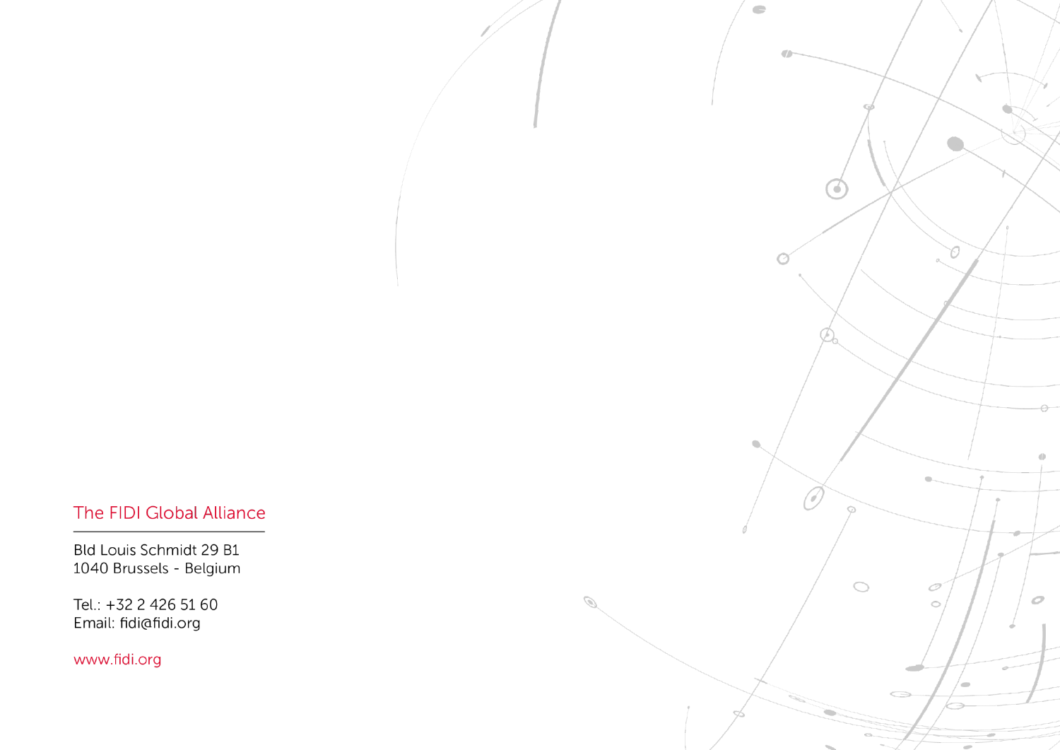The FIDI Global Alliance

Bld Louis Schmidt 29 B1
1040 Brussels - Belgium

Tel.: +32 2 426 51 60
Email: fidi@fidi.org

www.fidi.org